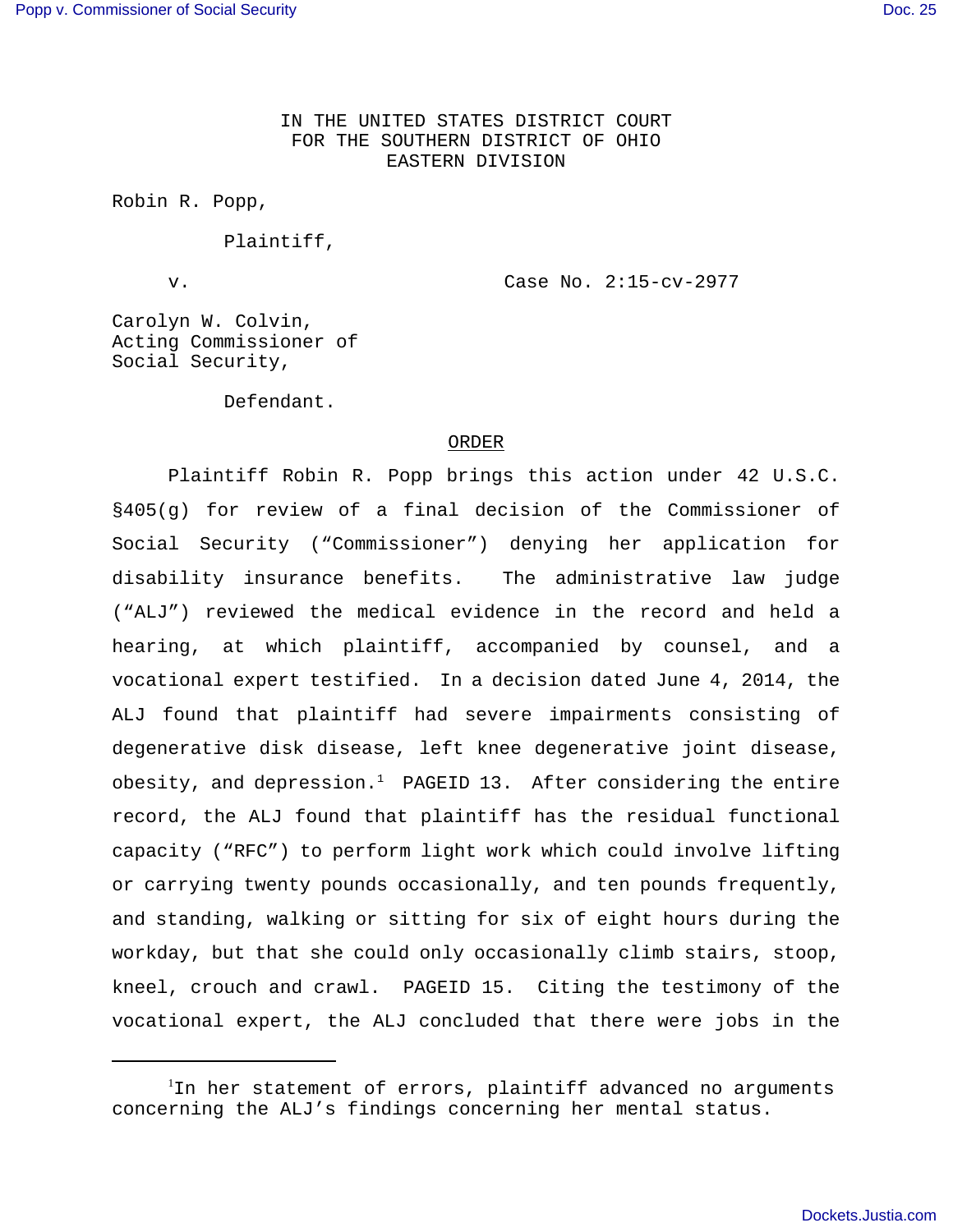IN THE UNITED STATES DISTRICT COURT
FOR THE SOUTHERN DISTRICT OF OHIO
EASTERN DIVISION

Robin R. Popp,

Plaintiff,

v. Case No. 2:15-cv-2977

Carolyn W. Colvin,
Acting Commissioner of
Social Security,

Defendant.

## ORDER

Plaintiff Robin R. Popp brings this action under 42 U.S.C. §405(g) for review of a final decision of the Commissioner of Social Security ("Commissioner") denying her application for disability insurance benefits. The administrative law judge ("ALJ") reviewed the medical evidence in the record and held a hearing, at which plaintiff, accompanied by counsel, and a vocational expert testified. In a decision dated June 4, 2014, the ALJ found that plaintiff had severe impairments consisting of degenerative disk disease, left knee degenerative joint disease, obesity, and depression.[1] PAGEID 13. After considering the entire record, the ALJ found that plaintiff has the residual functional capacity ("RFC") to perform light work which could involve lifting or carrying twenty pounds occasionally, and ten pounds frequently, and standing, walking or sitting for six of eight hours during the workday, but that she could only occasionally climb stairs, stoop, kneel, crouch and crawl. PAGEID 15. Citing the testimony of the vocational expert, the ALJ concluded that there were jobs in the

[1] In her statement of errors, plaintiff advanced no arguments concerning the ALJ's findings concerning her mental status.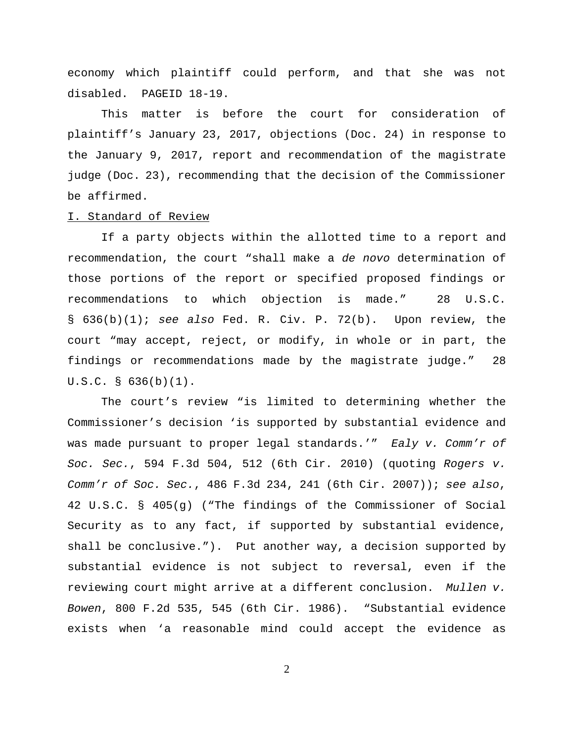economy which plaintiff could perform, and that she was not disabled. PAGEID 18-19.

This matter is before the court for consideration of plaintiff's January 23, 2017, objections (Doc. 24) in response to the January 9, 2017, report and recommendation of the magistrate judge (Doc. 23), recommending that the decision of the Commissioner be affirmed.

I. Standard of Review

If a party objects within the allotted time to a report and recommendation, the court "shall make a *de novo* determination of those portions of the report or specified proposed findings or recommendations to which objection is made." 28 U.S.C. § 636(b)(1); *see also* Fed. R. Civ. P. 72(b). Upon review, the court "may accept, reject, or modify, in whole or in part, the findings or recommendations made by the magistrate judge." 28 U.S.C. § 636(b)(1).

The court's review "is limited to determining whether the Commissioner's decision 'is supported by substantial evidence and was made pursuant to proper legal standards.'" *Ealy v. Comm'r of Soc. Sec.*, 594 F.3d 504, 512 (6th Cir. 2010) (quoting *Rogers v. Comm'r of Soc. Sec.*, 486 F.3d 234, 241 (6th Cir. 2007)); *see also*, 42 U.S.C. § 405(g) ("The findings of the Commissioner of Social Security as to any fact, if supported by substantial evidence, shall be conclusive."). Put another way, a decision supported by substantial evidence is not subject to reversal, even if the reviewing court might arrive at a different conclusion. *Mullen v. Bowen*, 800 F.2d 535, 545 (6th Cir. 1986). "Substantial evidence exists when 'a reasonable mind could accept the evidence as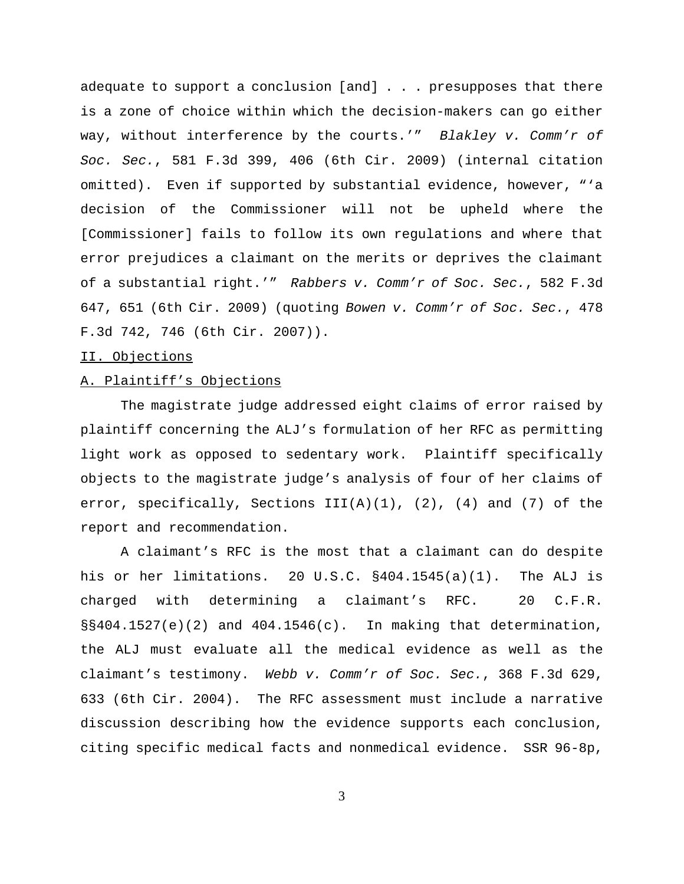adequate to support a conclusion [and] . . . presupposes that there is a zone of choice within which the decision-makers can go either way, without interference by the courts.'" *Blakley v. Comm'r of Soc. Sec.*, 581 F.3d 399, 406 (6th Cir. 2009) (internal citation omitted). Even if supported by substantial evidence, however, "'a decision of the Commissioner will not be upheld where the [Commissioner] fails to follow its own regulations and where that error prejudices a claimant on the merits or deprives the claimant of a substantial right.'" *Rabbers v. Comm'r of Soc. Sec.*, 582 F.3d 647, 651 (6th Cir. 2009) (quoting *Bowen v. Comm'r of Soc. Sec.*, 478 F.3d 742, 746 (6th Cir. 2007)).

II. Objections

A. Plaintiff's Objections

The magistrate judge addressed eight claims of error raised by plaintiff concerning the ALJ's formulation of her RFC as permitting light work as opposed to sedentary work. Plaintiff specifically objects to the magistrate judge's analysis of four of her claims of error, specifically, Sections III(A)(1), (2), (4) and (7) of the report and recommendation.

A claimant's RFC is the most that a claimant can do despite his or her limitations. 20 U.S.C. §404.1545(a)(1). The ALJ is charged with determining a claimant's RFC. 20 C.F.R. §§404.1527(e)(2) and 404.1546(c). In making that determination, the ALJ must evaluate all the medical evidence as well as the claimant's testimony. *Webb v. Comm'r of Soc. Sec.*, 368 F.3d 629, 633 (6th Cir. 2004). The RFC assessment must include a narrative discussion describing how the evidence supports each conclusion, citing specific medical facts and nonmedical evidence. SSR 96-8p,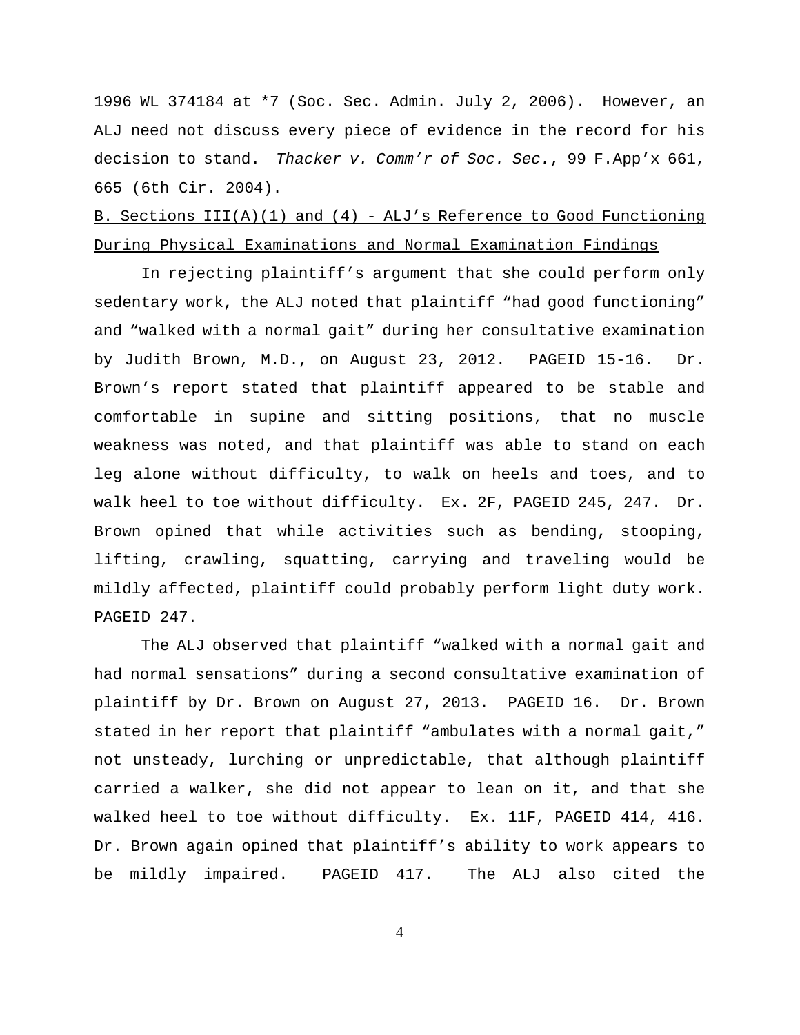1996 WL 374184 at *7 (Soc. Sec. Admin. July 2, 2006). However, an ALJ need not discuss every piece of evidence in the record for his decision to stand. *Thacker v. Comm'r of Soc. Sec.*, 99 F.App'x 661, 665 (6th Cir. 2004).

B. Sections III(A)(1) and (4) - ALJ's Reference to Good Functioning During Physical Examinations and Normal Examination Findings

In rejecting plaintiff's argument that she could perform only sedentary work, the ALJ noted that plaintiff "had good functioning" and "walked with a normal gait" during her consultative examination by Judith Brown, M.D., on August 23, 2012. PAGEID 15-16. Dr. Brown's report stated that plaintiff appeared to be stable and comfortable in supine and sitting positions, that no muscle weakness was noted, and that plaintiff was able to stand on each leg alone without difficulty, to walk on heels and toes, and to walk heel to toe without difficulty. Ex. 2F, PAGEID 245, 247. Dr. Brown opined that while activities such as bending, stooping, lifting, crawling, squatting, carrying and traveling would be mildly affected, plaintiff could probably perform light duty work. PAGEID 247.

The ALJ observed that plaintiff "walked with a normal gait and had normal sensations" during a second consultative examination of plaintiff by Dr. Brown on August 27, 2013. PAGEID 16. Dr. Brown stated in her report that plaintiff "ambulates with a normal gait," not unsteady, lurching or unpredictable, that although plaintiff carried a walker, she did not appear to lean on it, and that she walked heel to toe without difficulty. Ex. 11F, PAGEID 414, 416. Dr. Brown again opined that plaintiff's ability to work appears to be mildly impaired. PAGEID 417. The ALJ also cited the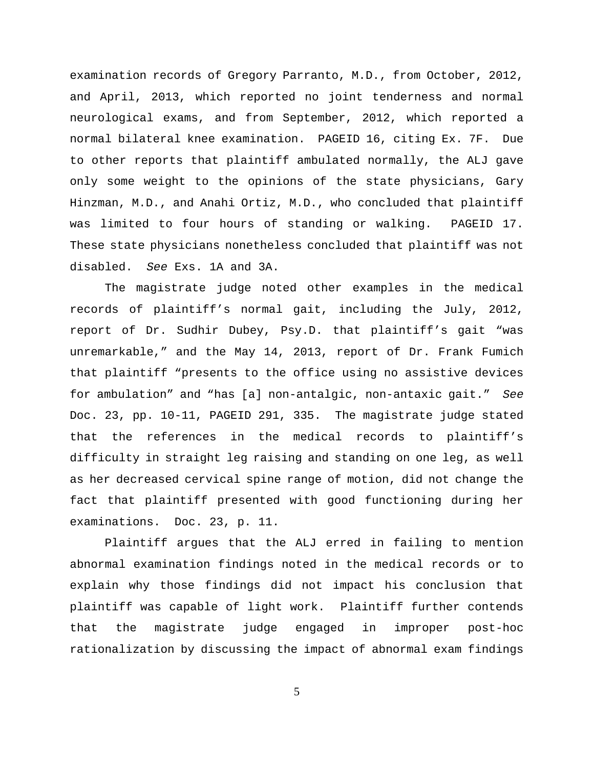examination records of Gregory Parranto, M.D., from October, 2012, and April, 2013, which reported no joint tenderness and normal neurological exams, and from September, 2012, which reported a normal bilateral knee examination. PAGEID 16, citing Ex. 7F. Due to other reports that plaintiff ambulated normally, the ALJ gave only some weight to the opinions of the state physicians, Gary Hinzman, M.D., and Anahi Ortiz, M.D., who concluded that plaintiff was limited to four hours of standing or walking. PAGEID 17. These state physicians nonetheless concluded that plaintiff was not disabled. *See* Exs. 1A and 3A.

The magistrate judge noted other examples in the medical records of plaintiff's normal gait, including the July, 2012, report of Dr. Sudhir Dubey, Psy.D. that plaintiff's gait "was unremarkable," and the May 14, 2013, report of Dr. Frank Fumich that plaintiff "presents to the office using no assistive devices for ambulation" and "has [a] non-antalgic, non-antaxic gait." *See* Doc. 23, pp. 10-11, PAGEID 291, 335. The magistrate judge stated that the references in the medical records to plaintiff's difficulty in straight leg raising and standing on one leg, as well as her decreased cervical spine range of motion, did not change the fact that plaintiff presented with good functioning during her examinations. Doc. 23, p. 11.

Plaintiff argues that the ALJ erred in failing to mention abnormal examination findings noted in the medical records or to explain why those findings did not impact his conclusion that plaintiff was capable of light work. Plaintiff further contends that the magistrate judge engaged in improper post-hoc rationalization by discussing the impact of abnormal exam findings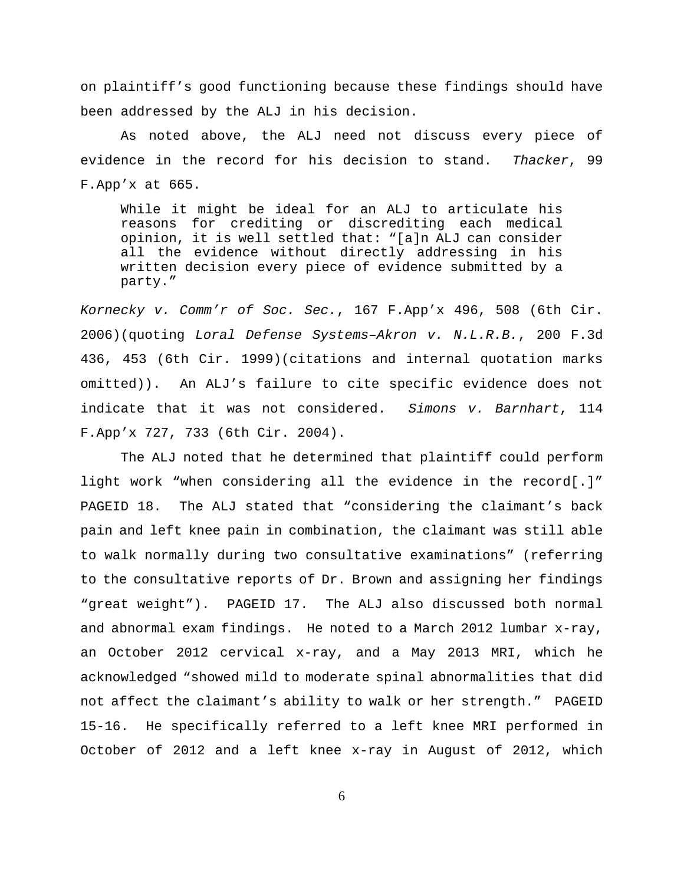on plaintiff's good functioning because these findings should have been addressed by the ALJ in his decision.

As noted above, the ALJ need not discuss every piece of evidence in the record for his decision to stand. *Thacker*, 99 F.App'x at 665.

> While it might be ideal for an ALJ to articulate his reasons for crediting or discrediting each medical opinion, it is well settled that: "[a]n ALJ can consider all the evidence without directly addressing in his written decision every piece of evidence submitted by a party."

*Kornecky v. Comm'r of Soc. Sec.*, 167 F.App'x 496, 508 (6th Cir. 2006)(quoting *Loral Defense Systems–Akron v. N.L.R.B.*, 200 F.3d 436, 453 (6th Cir. 1999)(citations and internal quotation marks omitted)). An ALJ's failure to cite specific evidence does not indicate that it was not considered. *Simons v. Barnhart*, 114 F.App'x 727, 733 (6th Cir. 2004).

The ALJ noted that he determined that plaintiff could perform light work "when considering all the evidence in the record[.]" PAGEID 18. The ALJ stated that "considering the claimant's back pain and left knee pain in combination, the claimant was still able to walk normally during two consultative examinations" (referring to the consultative reports of Dr. Brown and assigning her findings "great weight"). PAGEID 17. The ALJ also discussed both normal and abnormal exam findings. He noted to a March 2012 lumbar x-ray, an October 2012 cervical x-ray, and a May 2013 MRI, which he acknowledged "showed mild to moderate spinal abnormalities that did not affect the claimant's ability to walk or her strength." PAGEID 15-16. He specifically referred to a left knee MRI performed in October of 2012 and a left knee x-ray in August of 2012, which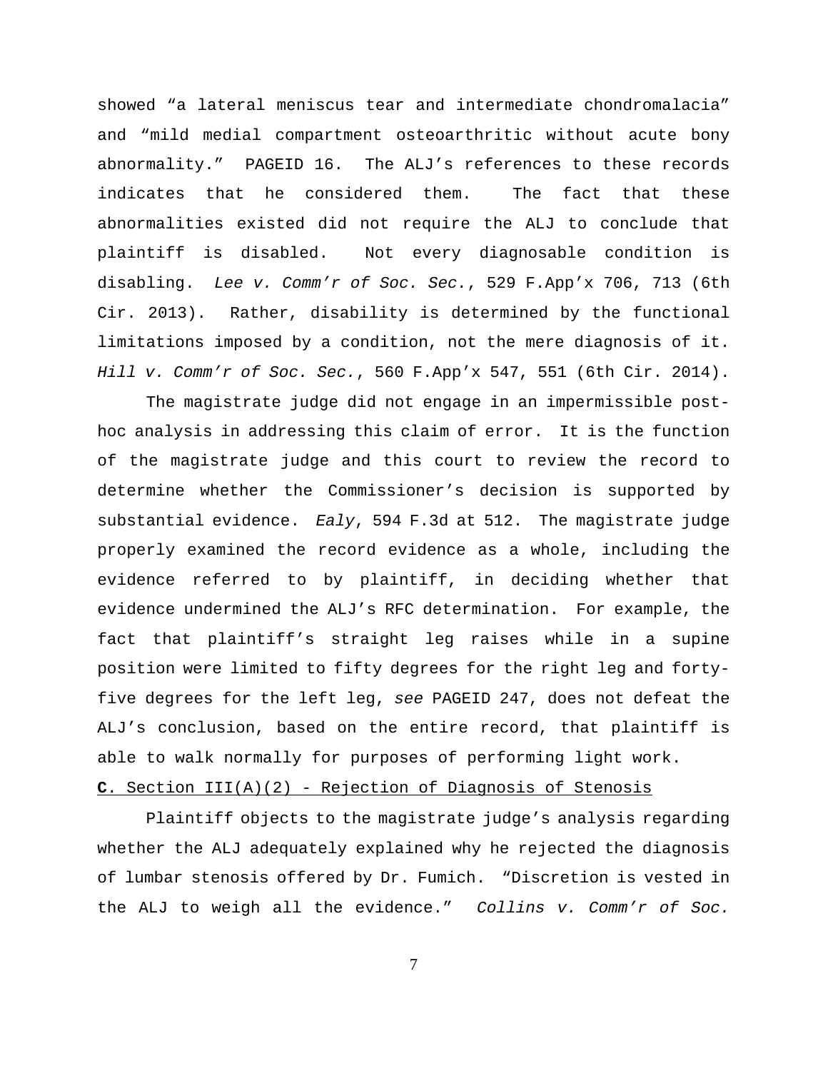showed "a lateral meniscus tear and intermediate chondromalacia" and "mild medial compartment osteoarthritic without acute bony abnormality." PAGEID 16. The ALJ's references to these records indicates that he considered them. The fact that these abnormalities existed did not require the ALJ to conclude that plaintiff is disabled. Not every diagnosable condition is disabling. *Lee v. Comm'r of Soc. Sec.*, 529 F.App'x 706, 713 (6th Cir. 2013). Rather, disability is determined by the functional limitations imposed by a condition, not the mere diagnosis of it. *Hill v. Comm'r of Soc. Sec.*, 560 F.App'x 547, 551 (6th Cir. 2014).

The magistrate judge did not engage in an impermissible post-hoc analysis in addressing this claim of error. It is the function of the magistrate judge and this court to review the record to determine whether the Commissioner's decision is supported by substantial evidence. *Ealy*, 594 F.3d at 512. The magistrate judge properly examined the record evidence as a whole, including the evidence referred to by plaintiff, in deciding whether that evidence undermined the ALJ's RFC determination. For example, the fact that plaintiff's straight leg raises while in a supine position were limited to fifty degrees for the right leg and forty-five degrees for the left leg, *see* PAGEID 247, does not defeat the ALJ's conclusion, based on the entire record, that plaintiff is able to walk normally for purposes of performing light work.

**C**. Section III(A)(2) - Rejection of Diagnosis of Stenosis

Plaintiff objects to the magistrate judge's analysis regarding whether the ALJ adequately explained why he rejected the diagnosis of lumbar stenosis offered by Dr. Fumich. "Discretion is vested in the ALJ to weigh all the evidence." *Collins v. Comm'r of Soc.*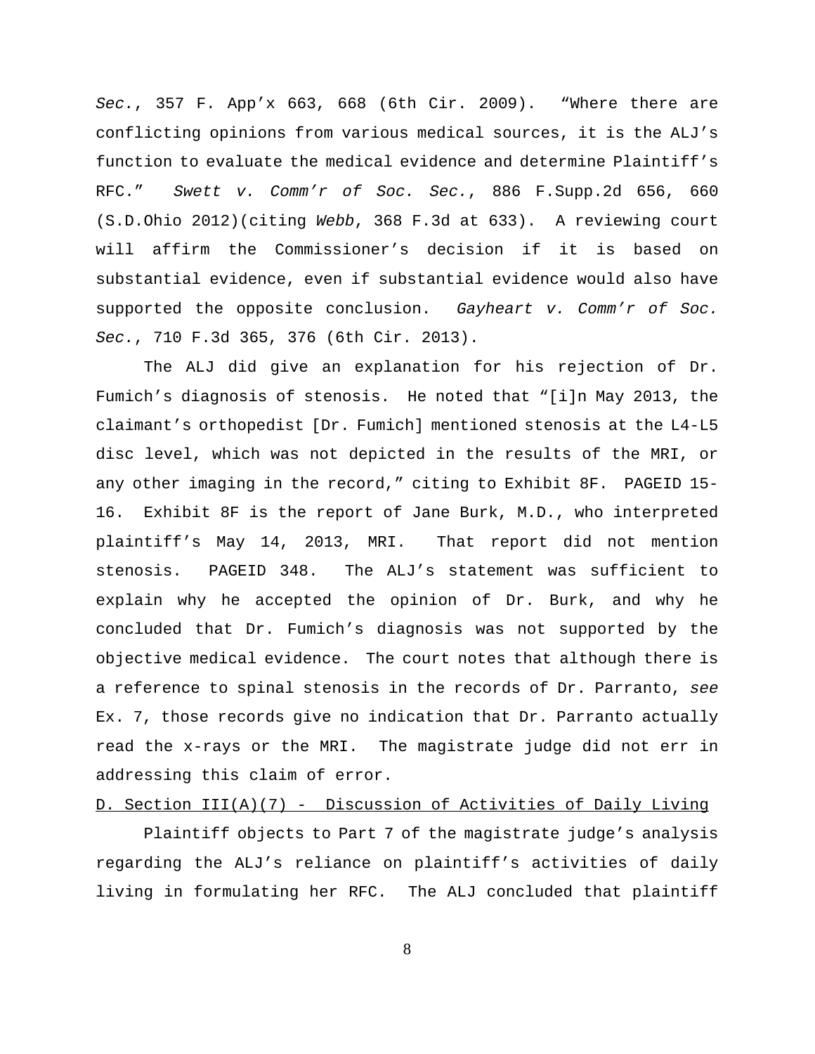*Sec.*, 357 F. App'x 663, 668 (6th Cir. 2009). "Where there are conflicting opinions from various medical sources, it is the ALJ's function to evaluate the medical evidence and determine Plaintiff's RFC." *Swett v. Comm'r of Soc. Sec.*, 886 F.Supp.2d 656, 660 (S.D.Ohio 2012)(citing *Webb*, 368 F.3d at 633). A reviewing court will affirm the Commissioner's decision if it is based on substantial evidence, even if substantial evidence would also have supported the opposite conclusion. *Gayheart v. Comm'r of Soc. Sec.*, 710 F.3d 365, 376 (6th Cir. 2013).

The ALJ did give an explanation for his rejection of Dr. Fumich's diagnosis of stenosis. He noted that "[i]n May 2013, the claimant's orthopedist [Dr. Fumich] mentioned stenosis at the L4-L5 disc level, which was not depicted in the results of the MRI, or any other imaging in the record," citing to Exhibit 8F. PAGEID 15-16. Exhibit 8F is the report of Jane Burk, M.D., who interpreted plaintiff's May 14, 2013, MRI. That report did not mention stenosis. PAGEID 348. The ALJ's statement was sufficient to explain why he accepted the opinion of Dr. Burk, and why he concluded that Dr. Fumich's diagnosis was not supported by the objective medical evidence. The court notes that although there is a reference to spinal stenosis in the records of Dr. Parranto, *see* Ex. 7, those records give no indication that Dr. Parranto actually read the x-rays or the MRI. The magistrate judge did not err in addressing this claim of error.

D. Section III(A)(7) - Discussion of Activities of Daily Living

Plaintiff objects to Part 7 of the magistrate judge's analysis regarding the ALJ's reliance on plaintiff's activities of daily living in formulating her RFC. The ALJ concluded that plaintiff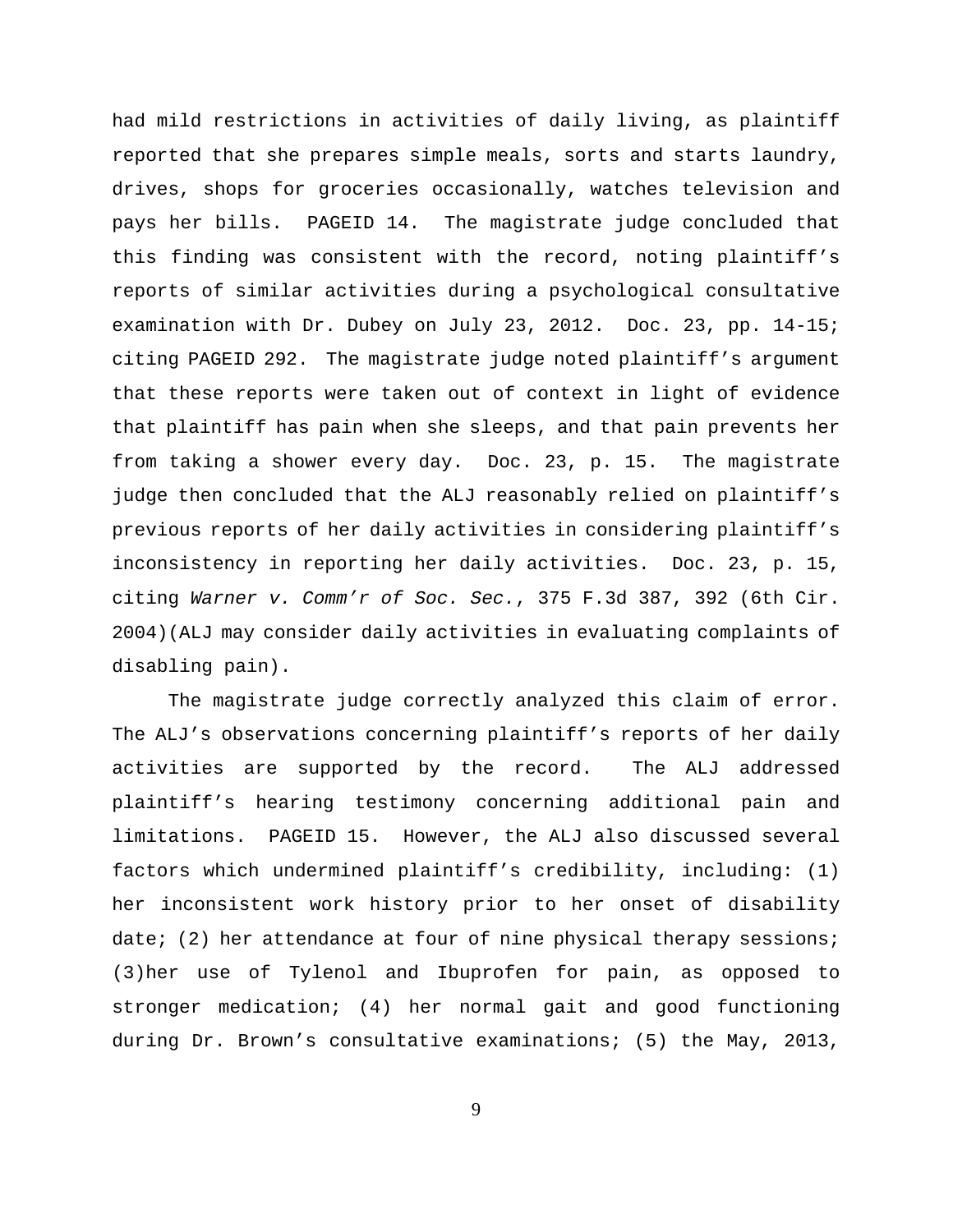had mild restrictions in activities of daily living, as plaintiff reported that she prepares simple meals, sorts and starts laundry, drives, shops for groceries occasionally, watches television and pays her bills. PAGEID 14. The magistrate judge concluded that this finding was consistent with the record, noting plaintiff's reports of similar activities during a psychological consultative examination with Dr. Dubey on July 23, 2012. Doc. 23, pp. 14-15; citing PAGEID 292. The magistrate judge noted plaintiff's argument that these reports were taken out of context in light of evidence that plaintiff has pain when she sleeps, and that pain prevents her from taking a shower every day. Doc. 23, p. 15. The magistrate judge then concluded that the ALJ reasonably relied on plaintiff's previous reports of her daily activities in considering plaintiff's inconsistency in reporting her daily activities. Doc. 23, p. 15, citing *Warner v. Comm'r of Soc. Sec.*, 375 F.3d 387, 392 (6th Cir. 2004)(ALJ may consider daily activities in evaluating complaints of disabling pain).

The magistrate judge correctly analyzed this claim of error. The ALJ's observations concerning plaintiff's reports of her daily activities are supported by the record. The ALJ addressed plaintiff's hearing testimony concerning additional pain and limitations. PAGEID 15. However, the ALJ also discussed several factors which undermined plaintiff's credibility, including: (1) her inconsistent work history prior to her onset of disability date; (2) her attendance at four of nine physical therapy sessions; (3)her use of Tylenol and Ibuprofen for pain, as opposed to stronger medication; (4) her normal gait and good functioning during Dr. Brown's consultative examinations; (5) the May, 2013,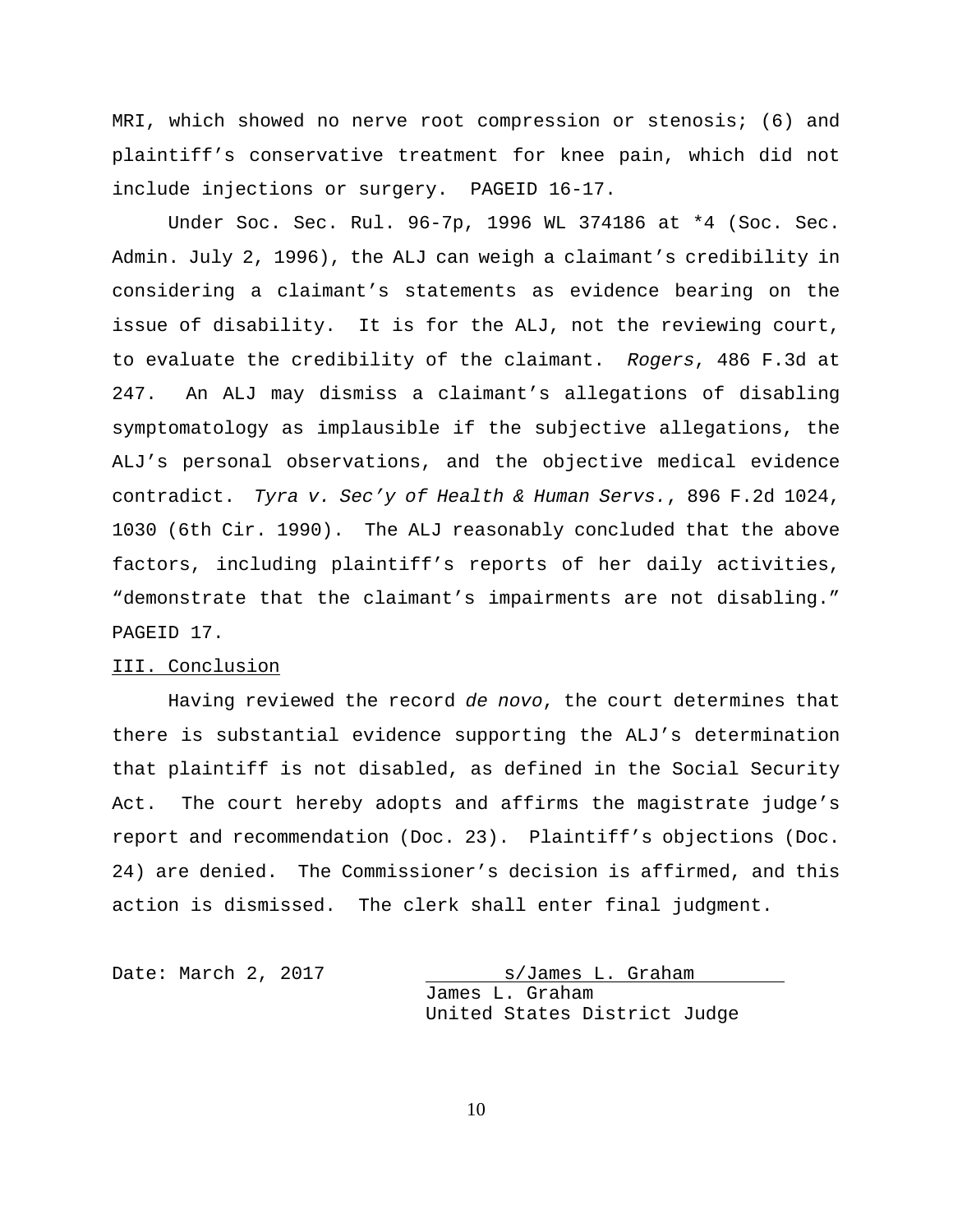MRI, which showed no nerve root compression or stenosis; (6) and plaintiff's conservative treatment for knee pain, which did not include injections or surgery. PAGEID 16-17.

Under Soc. Sec. Rul. 96-7p, 1996 WL 374186 at *4 (Soc. Sec. Admin. July 2, 1996), the ALJ can weigh a claimant's credibility in considering a claimant's statements as evidence bearing on the issue of disability. It is for the ALJ, not the reviewing court, to evaluate the credibility of the claimant. *Rogers*, 486 F.3d at 247. An ALJ may dismiss a claimant's allegations of disabling symptomatology as implausible if the subjective allegations, the ALJ's personal observations, and the objective medical evidence contradict. *Tyra v. Sec'y of Health & Human Servs.*, 896 F.2d 1024, 1030 (6th Cir. 1990). The ALJ reasonably concluded that the above factors, including plaintiff's reports of her daily activities, "demonstrate that the claimant's impairments are not disabling." PAGEID 17.

III. Conclusion

Having reviewed the record *de novo*, the court determines that there is substantial evidence supporting the ALJ's determination that plaintiff is not disabled, as defined in the Social Security Act. The court hereby adopts and affirms the magistrate judge's report and recommendation (Doc. 23). Plaintiff's objections (Doc. 24) are denied. The Commissioner's decision is affirmed, and this action is dismissed. The clerk shall enter final judgment.

Date: March 2, 2017

s/James L. Graham
James L. Graham
United States District Judge